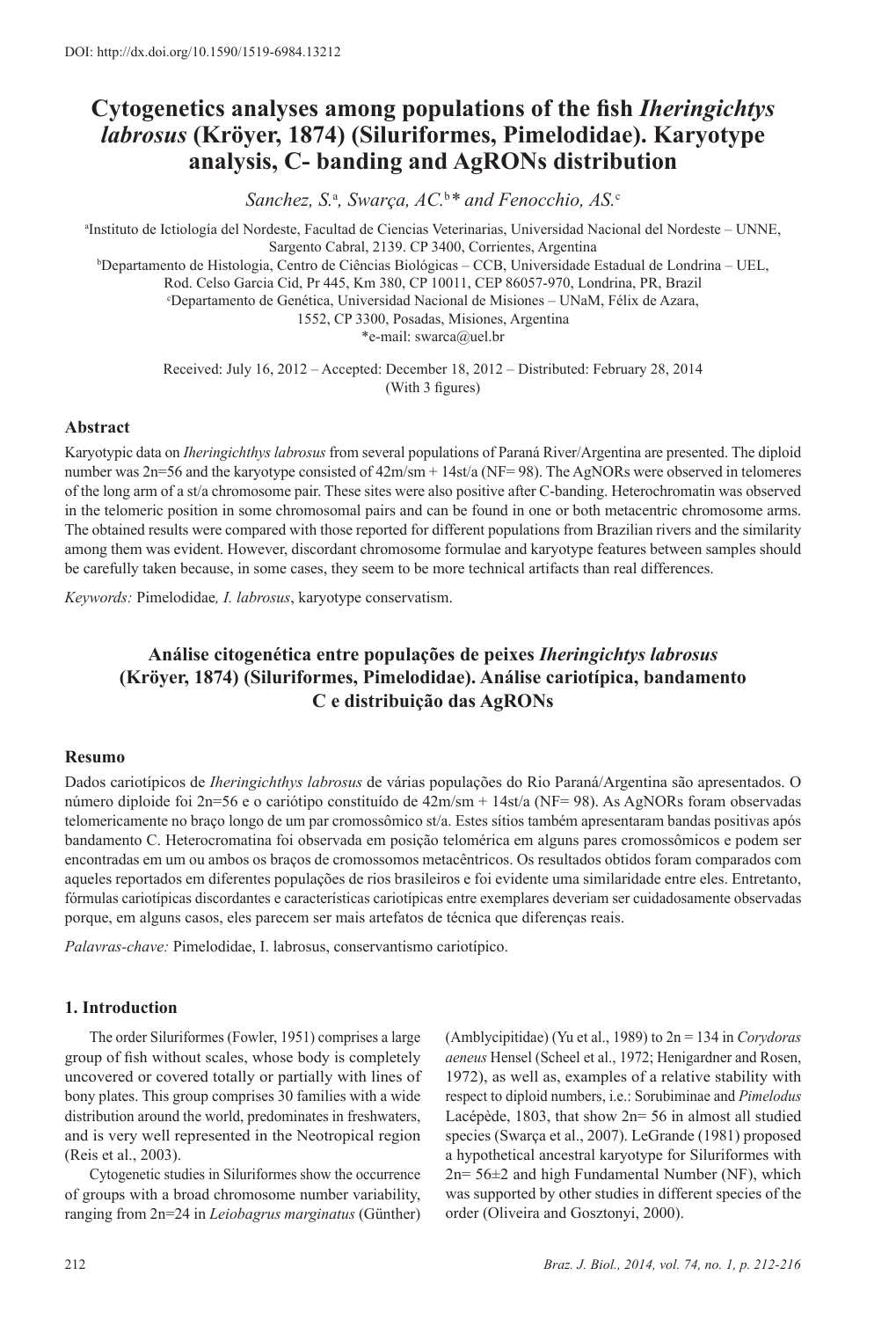DOI: http://dx.doi.org/10.1590/1519-6984.13212

# Cytogenetics analyses among populations of the fish *Iheringichtys labrosus* (Kröyer, 1874) (Siluriformes, Pimelodidae). Karyotype analysis, C- banding and AgRONs distribution

*Sanchez, S.*[a], *Swarça, AC.*[b]* *and Fenocchio, AS.*[c]

[a]Instituto de Ictiología del Nordeste, Facultad de Ciencias Veterinarias, Universidad del Nordeste – UNNE, Sargento Cabral, 2139. CP 3400, Corrientes, Argentina

[b]Departamento de Histologia, Centro de Ciências Biológicas – CCB, Universidade Estadual de Londrina – UEL, Rod. Celso Garcia Cid, Pr 445, Km 380, CP 10011, CEP 86057-970, Londrina, PR, Brazil

[c]Departamento de Genética, Universidad Nacional de Misiones – UNaM, Félix de Azara, 1552, CP 3300, Posadas, Misiones, Argentina

*e-mail: swarca@uel.br

Received: July 16, 2012 – Accepted: December 18, 2012 – Distributed: February 28, 2014
(With 3 figures)

## Abstract

Karyotypic data on *Iheringichthys labrosus* from several populations of Paraná River/Argentina are presented. The diploid number was 2n=56 and the karyotype consisted of 42m/sm + 14st/a (NF= 98). The AgNORs were observed in telomeres of the long arm of a st/a chromosome pair. These sites were also positive after C-banding. Heterochromatin was observed in the telomeric position in some chromosomal pairs and can be found in one or both metacentric chromosome arms. The obtained results were compared with those reported for different populations from Brazilian rivers and the similarity among them was evident. However, discordant chromosome formulae and karyotype features between samples should be carefully taken because, in some cases, they seem to be more technical artifacts than real differences.

*Keywords:* Pimelodidae*, I. labrosus*, karyotype conservatism.

## Análise citogenética entre populações de peixes *Iheringichtys labrosus* (Kröyer, 1874) (Siluriformes, Pimelodidae). Análise cariotípica, bandamento C e distribuição das AgRONs

## Resumo

Dados cariotípicos de *Iheringichthys labrosus* de várias populações do Rio Paraná/Argentina são apresentados. O número diploide foi 2n=56 e o cariótipo constituído de 42m/sm + 14st/a (NF= 98). As AgNORs foram observadas telomericamente no braço longo de um par cromossômico st/a. Estes sítios também apresentaram bandas positivas após bandamento C. Heterocromatina foi observada em posição telomérica em alguns pares cromossômicos e podem ser encontradas em um ou ambos os braços de cromossomos metacêntricos. Os resultados obtidos foram comparados com aqueles reportados em diferentes populações de rios brasileiros e foi evidente uma similaridade entre eles. Entretanto, fórmulas cariotípicas discordantes e características cariotípicas entre exemplares deveriam ser cuidadosamente observadas porque, em alguns casos, eles parecem ser mais artefatos de técnica que diferenças reais.

*Palavras-chave:* Pimelodidae, I. labrosus, conservantismo cariotípico.

## 1. Introduction

The order Siluriformes (Fowler, 1951) comprises a large group of fish without scales, whose body is completely uncovered or covered totally or partially with lines of bony plates. This group comprises 30 families with a wide distribution around the world, predominates in freshwaters, and is very well represented in the Neotropical region (Reis et al., 2003).

Cytogenetic studies in Siluriformes show the occurrence of groups with a broad chromosome number variability, ranging from 2n=24 in *Leiobagrus marginatus* (Günther) (Amblycipitidae) (Yu et al., 1989) to 2n = 134 in *Corydoras aeneus* Hensel (Scheel et al., 1972; Henigardner and Rosen, 1972), as well as, examples of a relative stability with respect to diploid numbers, i.e.: Sorubiminae and *Pimelodus* Lacépède, 1803, that show 2n= 56 in almost all studied species (Swarça et al., 2007). LeGrande (1981) proposed a hypothetical ancestral karyotype for Siluriformes with 2n= 56±2 and high Fundamental Number (NF), which was supported by other studies in different species of the order (Oliveira and Gosztonyi, 2000).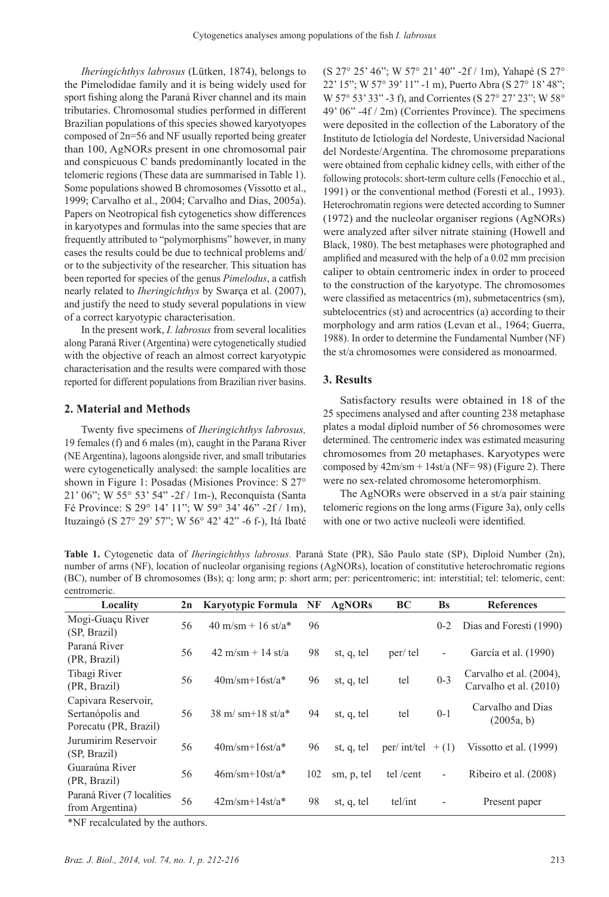*Iheringichthys labrosus* (Lütken, 1874), belongs to the Pimelodidae family and it is being widely used for sport fishing along the Paraná River channel and its main tributaries. Chromosomal studies performed in different Brazilian populations of this species showed karyotyopes composed of 2n=56 and NF usually reported being greater than 100, AgNORs present in one chromosomal pair and conspicuous C bands predominantly located in the telomeric regions (These data are summarised in Table 1). Some populations showed B chromosomes (Vissotto et al., 1999; Carvalho et al., 2004; Carvalho and Dias, 2005a). Papers on Neotropical fish cytogenetics show differences in karyotypes and formulas into the same species that are frequently attributed to "polymorphisms" however, in many cases the results could be due to technical problems and/or to the subjectivity of the researcher. This situation has been reported for species of the genus *Pimelodus*, a catfish nearly related to *Iheringichthys* by Swarça et al. (2007), and justify the need to study several populations in view of a correct karyotypic characterisation.

In the present work, *I. labrosus* from several localities along Paraná River (Argentina) were cytogenetically studied with the objective of reach an almost correct karyotypic characterisation and the results were compared with those reported for different populations from Brazilian river basins.

## 2. Material and Methods

Twenty five specimens of *Iheringichthys labrosus,* 19 females (f) and 6 males (m), caught in the Parana River (NE Argentina), lagoons alongside river, and small tributaries were cytogenetically analysed: the sample localities are shown in Figure 1: Posadas (Misiones Province: S 27° 21' 06"; W 55° 53' 54" -2f / 1m-), Reconquista (Santa Fé Province: S 29° 14' 11"; W 59° 34' 46" -2f / 1m), Ituzaingó (S 27° 29' 57"; W 56° 42' 42" -6 f-), Itá Ibaté (S 27° 25' 46"; W 57° 21' 40" -2f / 1m), Yahapé (S 27° 22' 15"; W 57° 39' 11" -1 m), Puerto Abra (S 27° 18' 48"; W 57° 53' 33" -3 f), and Corrientes (S 27° 27' 23"; W 58° 49' 06" -4f / 2m) (Corrientes Province). The specimens were deposited in the collection of the Laboratory of the Instituto de Ictiología del Nordeste, Universidad Nacional del Nordeste/Argentina. The chromosome preparations were obtained from cephalic kidney cells, with either of the following protocols: short-term culture cells (Fenocchio et al., 1991) or the conventional method (Foresti et al., 1993). Heterochromatin regions were detected according to Sumner (1972) and the nucleolar organiser regions (AgNORs) were analyzed after silver nitrate staining (Howell and Black, 1980). The best metaphases were photographed and amplified and measured with the help of a 0.02 mm precision caliper to obtain centromeric index in order to proceed to the construction of the karyotype. The chromosomes were classified as metacentrics (m), submetacentrics (sm), subtelocentrics (st) and acrocentrics (a) according to their morphology and arm ratios (Levan et al., 1964; Guerra, 1988). In order to determine the Fundamental Number (NF) the st/a chromosomes were considered as monoarmed.

## 3. Results

Satisfactory results were obtained in 18 of the 25 specimens analysed and after counting 238 metaphase plates a modal diploid number of 56 chromosomes were determined. The centromeric index was estimated measuring chromosomes from 20 metaphases. Karyotypes were composed by 42m/sm + 14st/a (NF= 98) (Figure 2). There were no sex-related chromosome heteromorphism.

The AgNORs were observed in a st/a pair staining telomeric regions on the long arms (Figure 3a), only cells with one or two active nucleoli were identified.

**Table 1.** Cytogenetic data of *Iheringichthys labrosus.* Paraná State (PR), São Paulo state (SP), Diploid Number (2n), number of arms (NF), location of nucleolar organising regions (AgNORs), location of constitutive heterochromatic regions (BC), number of B chromosomes (Bs); q: long arm; p: short arm; per: pericentromeric; int: interstitial; tel: telomeric, cent: centromeric.

| Locality | 2n | Karyotypic Formula | NF | AgNORs | BC | Bs | References |
|---|---|---|---|---|---|---|---|
| Mogi-Guaçu River (SP, Brazil) | 56 | 40 m/sm + 16 st/a* | 96 | | | 0-2 | Dias and Foresti (1990) |
| Paraná River (PR, Brazil) | 56 | 42 m/sm + 14 st/a | 98 | st, q, tel | per/ tel | - | García et al. (1990) |
| Tibagi River (PR, Brazil) | 56 | 40m/sm+16st/a* | 96 | st, q, tel | tel | 0-3 | Carvalho et al. (2004), Carvalho et al. (2010) |
| Capivara Reservoir, Sertanópolis and Porecatu (PR, Brazil) | 56 | 38 m/ sm+18 st/a* | 94 | st, q, tel | tel | 0-1 | Carvalho and Dias (2005a, b) |
| Jurumirim Reservoir (SP, Brazil) | 56 | 40m/sm+16st/a* | 96 | st, q, tel | per/ int/tel | + (1) | Vissotto et al. (1999) |
| Guaraúna River (PR, Brazil) | 56 | 46m/sm+10st/a* | 102 | sm, p, tel | tel /cent | - | Ribeiro et al. (2008) |
| Paraná River (7 localities from Argentina) | 56 | 42m/sm+14st/a* | 98 | st, q, tel | tel/int | - | Present paper |

*NF recalculated by the authors.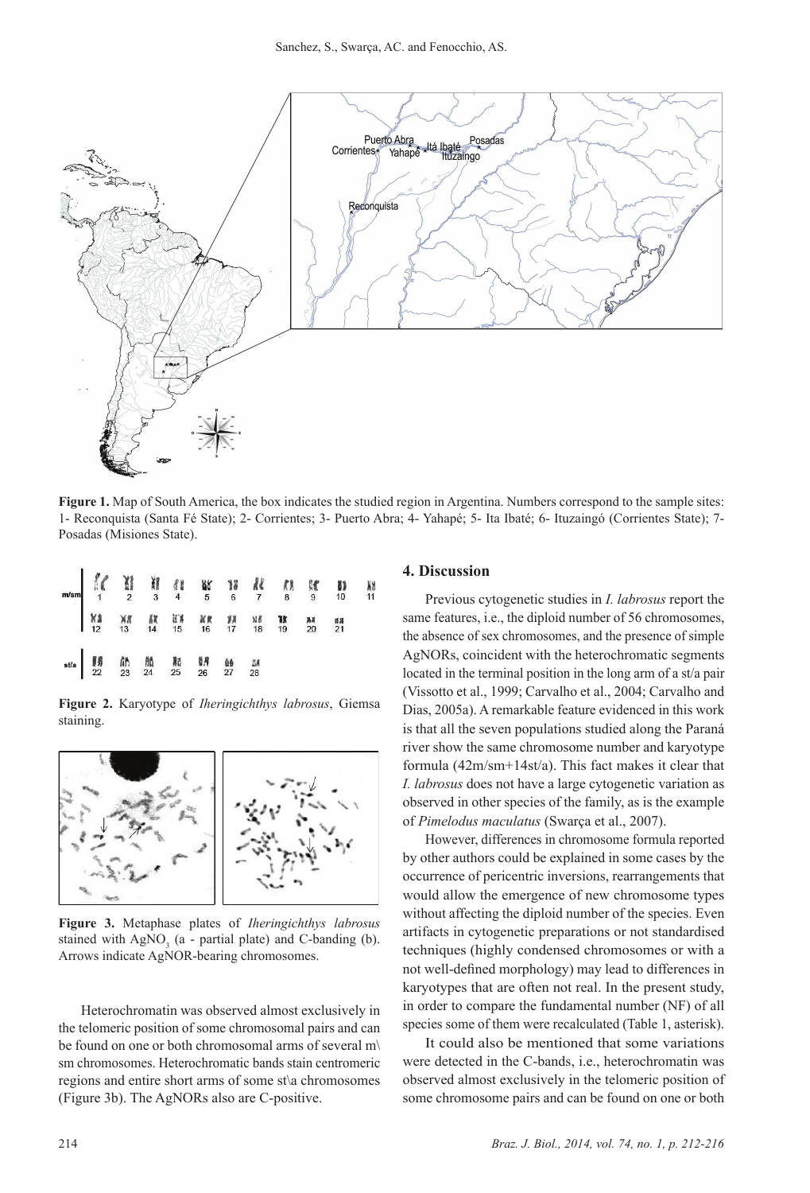**Figure 1.** Map of South America, the box indicates the studied region in Argentina. Numbers correspond to the sample sites: 1- Reconquista (Santa Fé State); 2- Corrientes; 3- Puerto Abra; 4- Yahapé; 5- Ita Ibaté; 6- Ituzaingó (Corrientes State); 7- Posadas (Misiones State).

**Figure 2.** Karyotype of *Iheringichthys labrosus*, Giemsa staining.

**Figure 3.** Metaphase plates of *Iheringichthys labrosus* stained with $AgNO_3$ (a - partial plate) and C-banding (b). Arrows indicate AgNOR-bearing chromosomes.

Heterochromatin was observed almost exclusively in the telomeric position of some chromosomal pairs and can be found on one or both chromosomal arms of several m\sm chromosomes. Heterochromatic bands stain centromeric regions and entire short arms of some st\a chromosomes (Figure 3b). The AgNORs also are C-positive.

## 4. Discussion

Previous cytogenetic studies in *I. labrosus* report the same features, i.e., the diploid number of 56 chromosomes, the absence of sex chromosomes, and the presence of simple AgNORs, coincident with the heterochromatic segments located in the terminal position in the long arm of a st/a pair (Vissotto et al., 1999; Carvalho et al., 2004; Carvalho and Dias, 2005a). A remarkable feature evidenced in this work is that all the seven populations studied along the Paraná river show the same chromosome number and karyotype formula (42m/sm+14st/a). This fact makes it clear that *I. labrosus* does not have a large cytogenetic variation as observed in other species of the family, as is the example of *Pimelodus maculatus* (Swarça et al., 2007).

However, differences in chromosome formula reported by other authors could be explained in some cases by the occurrence of pericentric inversions, rearrangements that would allow the emergence of new chromosome types without affecting the diploid number of the species. Even artifacts in cytogenetic preparations or not standardised techniques (highly condensed chromosomes or with a not well-defined morphology) may lead to differences in karyotypes that are often not real. In the present study, in order to compare the fundamental number (NF) of all species some of them were recalculated (Table 1, asterisk).

It could also be mentioned that some variations were detected in the C-bands, i.e., heterochromatin was observed almost exclusively in the telomeric position of some chromosome pairs and can be found on one or both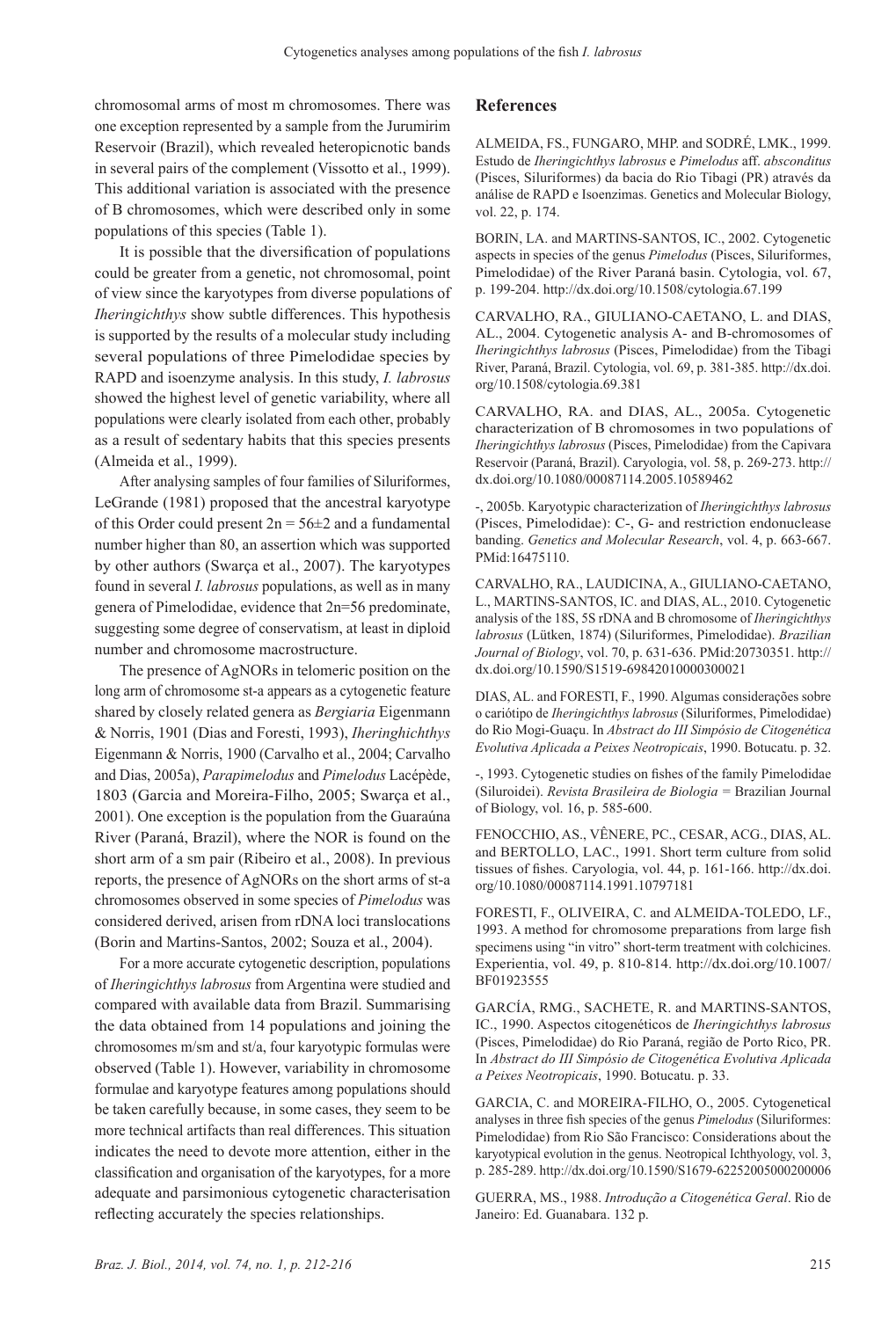chromosomal arms of most m chromosomes. There was one exception represented by a sample from the Jurumirim Reservoir (Brazil), which revealed heteropicnotic bands in several pairs of the complement (Vissotto et al., 1999). This additional variation is associated with the presence of B chromosomes, which were described only in some populations of this species (Table 1).

It is possible that the diversification of populations could be greater from a genetic, not chromosomal, point of view since the karyotypes from diverse populations of *Iheringichthys* show subtle differences. This hypothesis is supported by the results of a molecular study including several populations of three Pimelodidae species by RAPD and isoenzyme analysis. In this study, *I. labrosus* showed the highest level of genetic variability, where all populations were clearly isolated from each other, probably as a result of sedentary habits that this species presents (Almeida et al., 1999).

After analysing samples of four families of Siluriformes, LeGrande (1981) proposed that the ancestral karyotype of this Order could present 2n = 56±2 and a fundamental number higher than 80, an assertion which was supported by other authors (Swarça et al., 2007). The karyotypes found in several *I. labrosus* populations, as well as in many genera of Pimelodidae, evidence that 2n=56 predominate, suggesting some degree of conservatism, at least in diploid number and chromosome macrostructure.

The presence of AgNORs in telomeric position on the long arm of chromosome st-a appears as a cytogenetic feature shared by closely related genera as *Bergiaria* Eigenmann & Norris, 1901 (Dias and Foresti, 1993), *Iheringhichthys* Eigenmann & Norris, 1900 (Carvalho et al., 2004; Carvalho and Dias, 2005a), *Parapimelodus* and *Pimelodus* Lacépède, 1803 (Garcia and Moreira-Filho, 2005; Swarça et al., 2001). One exception is the population from the Guaraúna River (Paraná, Brazil), where the NOR is found on the short arm of a sm pair (Ribeiro et al., 2008). In previous reports, the presence of AgNORs on the short arms of st-a chromosomes observed in some species of *Pimelodus* was considered derived, arisen from rDNA loci translocations (Borin and Martins-Santos, 2002; Souza et al., 2004).

For a more accurate cytogenetic description, populations of *Iheringichthys labrosus* from Argentina were studied and compared with available data from Brazil. Summarising the data obtained from 14 populations and joining the chromosomes m/sm and st/a, four karyotypic formulas were observed (Table 1). However, variability in chromosome formulae and karyotype features among populations should be taken carefully because, in some cases, they seem to be more technical artifacts than real differences. This situation indicates the need to devote more attention, either in the classification and organisation of the karyotypes, for a more adequate and parsimonious cytogenetic characterisation reflecting accurately the species relationships.

## References

ALMEIDA, FS., FUNGARO, MHP. and SODRÉ, LMK., 1999. Estudo de *Iheringichthys labrosus* e *Pimelodus* aff. *absconditus* (Pisces, Siluriformes) da bacia do Rio Tibagi (PR) através da análise de RAPD e Isoenzimas. Genetics and Molecular Biology, vol. 22, p. 174.

BORIN, LA. and MARTINS-SANTOS, IC., 2002. Cytogenetic aspects in species of the genus *Pimelodus* (Pisces, Siluriformes, Pimelodidae) of the River Paraná basin. Cytologia, vol. 67, p. 199-204. http://dx.doi.org/10.1508/cytologia.67.199

CARVALHO, RA., GIULIANO-CAETANO, L. and DIAS, AL., 2004. Cytogenetic analysis A- and B-chromosomes of *Iheringichthys labrosus* (Pisces, Pimelodidae) from the Tibagi River, Paraná, Brazil. Cytologia, vol. 69, p. 381-385. http://dx.doi.org/10.1508/cytologia.69.381

CARVALHO, RA. and DIAS, AL., 2005a. Cytogenetic characterization of B chromosomes in two populations of *Iheringichthys labrosus* (Pisces, Pimelodidae) from the Capivara Reservoir (Paraná, Brazil). Caryologia, vol. 58, p. 269-273. http://dx.doi.org/10.1080/00087114.2005.10589462

-, 2005b. Karyotypic characterization of *Iheringichthys labrosus* (Pisces, Pimelodidae): C-, G- and restriction endonuclease banding. *Genetics and Molecular Research*, vol. 4, p. 663-667. PMid:16475110.

CARVALHO, RA., LAUDICINA, A., GIULIANO-CAETANO, L., MARTINS-SANTOS, IC. and DIAS, AL., 2010. Cytogenetic analysis of the 18S, 5S rDNA and B chromosome of *Iheringichthys labrosus* (Lütken, 1874) (Siluriformes, Pimelodidae). *Brazilian Journal of Biology*, vol. 70, p. 631-636. PMid:20730351. http://dx.doi.org/10.1590/S1519-69842010000300021

DIAS, AL. and FORESTI, F., 1990. Algumas considerações sobre o cariótipo de *Iheringichthys labrosus* (Siluriformes, Pimelodidae) do Rio Mogi-Guaçu. In *Abstract do III Simpósio de Citogenética Evolutiva Aplicada a Peixes Neotropicais*, 1990. Botucatu. p. 32.

-, 1993. Cytogenetic studies on fishes of the family Pimelodidae (Siluroidei). *Revista Brasileira de Biologia* = Brazilian Journal of Biology, vol. 16, p. 585-600.

FENOCCHIO, AS., VÊNERE, PC., CESAR, ACG., DIAS, AL. and BERTOLLO, LAC., 1991. Short term culture from solid tissues of fishes. Caryologia, vol. 44, p. 161-166. http://dx.doi.org/10.1080/00087114.1991.10797181

FORESTI, F., OLIVEIRA, C. and ALMEIDA-TOLEDO, LF., 1993. A method for chromosome preparations from large fish specimens using "in vitro" short-term treatment with colchicines. Experientia, vol. 49, p. 810-814. http://dx.doi.org/10.1007/BF01923555

GARCÍA, RMG., SACHETE, R. and MARTINS-SANTOS, IC., 1990. Aspectos citogenéticos de *Iheringichthys labrosus* (Pisces, Pimelodidae) do Rio Paraná, região de Porto Rico, PR. In *Abstract do III Simpósio de Citogenética Evolutiva Aplicada a Peixes Neotropicais*, 1990. Botucatu. p. 33.

GARCIA, C. and MOREIRA-FILHO, O., 2005. Cytogenetical analyses in three fish species of the genus *Pimelodus* (Siluriformes: Pimelodidae) from Rio São Francisco: Considerations about the karyotypical evolution in the genus. Neotropical Ichthyology, vol. 3, p. 285-289. http://dx.doi.org/10.1590/S1679-62252005000200006

GUERRA, MS., 1988. *Introdução a Citogenética Geral*. Rio de Janeiro: Ed. Guanabara. 132 p.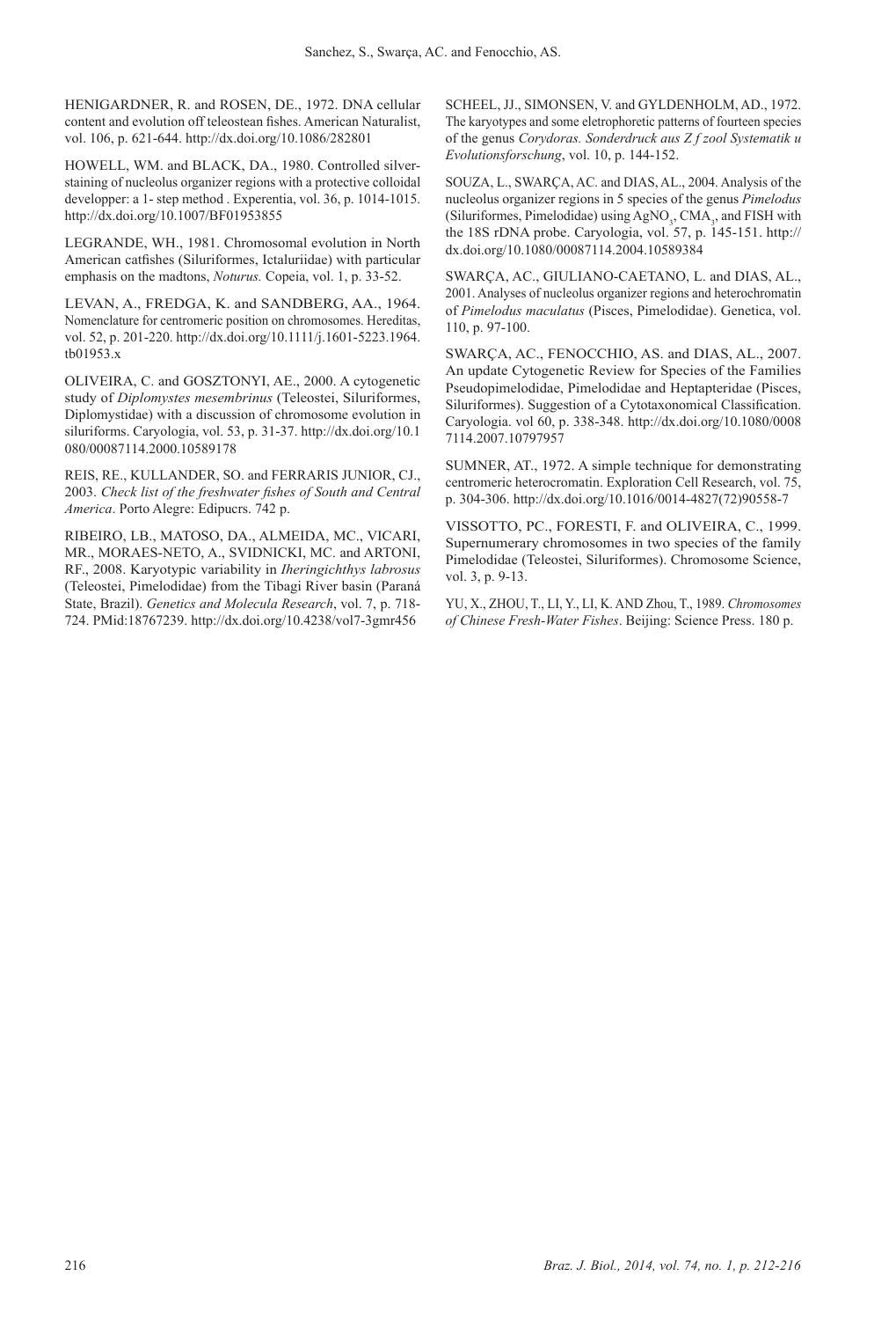HENIGARDNER, R. and ROSEN, DE., 1972. DNA cellular content and evolution off teleostean fishes. American Naturalist, vol. 106, p. 621-644. http://dx.doi.org/10.1086/282801

HOWELL, WM. and BLACK, DA., 1980. Controlled silver-staining of nucleolus organizer regions with a protective colloidal developper: a 1- step method . Experentia, vol. 36, p. 1014-1015. http://dx.doi.org/10.1007/BF01953855

LEGRANDE, WH., 1981. Chromosomal evolution in North American catfishes (Siluriformes, Ictaluriidae) with particular emphasis on the madtons, *Noturus.* Copeia, vol. 1, p. 33-52.

LEVAN, A., FREDGA, K. and SANDBERG, AA., 1964. Nomenclature for centromeric position on chromosomes. Hereditas, vol. 52, p. 201-220. http://dx.doi.org/10.1111/j.1601-5223.1964.tb01953.x

OLIVEIRA, C. and GOSZTONYI, AE., 2000. A cytogenetic study of *Diplomystes mesembrinus* (Teleostei, Siluriformes, Diplomystidae) with a discussion of chromosome evolution in siluriforms. Caryologia, vol. 53, p. 31-37. http://dx.doi.org/10.1080/00087114.2000.10589178

REIS, RE., KULLANDER, SO. and FERRARIS JUNIOR, CJ., 2003. *Check list of the freshwater fishes of South and Central America*. Porto Alegre: Edipucrs. 742 p.

RIBEIRO, LB., MATOSO, DA., ALMEIDA, MC., VICARI, MR., MORAES-NETO, A., SVIDNICKI, MC. and ARTONI, RF., 2008. Karyotypic variability in *Iheringichthys labrosus* (Teleostei, Pimelodidae) from the Tibagi River basin (Paraná State, Brazil). *Genetics and Molecula Research*, vol. 7, p. 718-724. PMid:18767239. http://dx.doi.org/10.4238/vol7-3gmr456

SCHEEL, JJ., SIMONSEN, V. and GYLDENHOLM, AD., 1972. The karyotypes and some eletrophoretic patterns of fourteen species of the genus *Corydoras. Sonderdruck aus Z f zool Systematik u Evolutionsforschung*, vol. 10, p. 144-152.

SOUZA, L., SWARÇA, AC. and DIAS, AL., 2004. Analysis of the nucleolus organizer regions in 5 species of the genus *Pimelodus* (Siluriformes, Pimelodidae) using $AgNO_3$, $CMA_3$, and FISH with the 18S rDNA probe. Caryologia, vol. 57, p. 145-151. http://dx.doi.org/10.1080/00087114.2004.10589384

SWARÇA, AC., GIULIANO-CAETANO, L. and DIAS, AL., 2001. Analyses of nucleolus organizer regions and heterochromatin of *Pimelodus maculatus* (Pisces, Pimelodidae). Genetica, vol. 110, p. 97-100.

SWARÇA, AC., FENOCCHIO, AS. and DIAS, AL., 2007. An update Cytogenetic Review for Species of the Families Pseudopimelodidae, Pimelodidae and Heptapteridae (Pisces, Siluriformes). Suggestion of a Cytotaxonomical Classification. Caryologia. vol 60, p. 338-348. http://dx.doi.org/10.1080/00087114.2007.10797957

SUMNER, AT., 1972. A simple technique for demonstrating centromeric heterocromatin. Exploration Cell Research, vol. 75, p. 304-306. http://dx.doi.org/10.1016/0014-4827(72)90558-7

VISSOTTO, PC., FORESTI, F. and OLIVEIRA, C., 1999. Supernumerary chromosomes in two species of the family Pimelodidae (Teleostei, Siluriformes). Chromosome Science, vol. 3, p. 9-13.

YU, X., ZHOU, T., LI, Y., LI, K. AND Zhou, T., 1989. *Chromosomes of Chinese Fresh-Water Fishes*. Beijing: Science Press. 180 p.